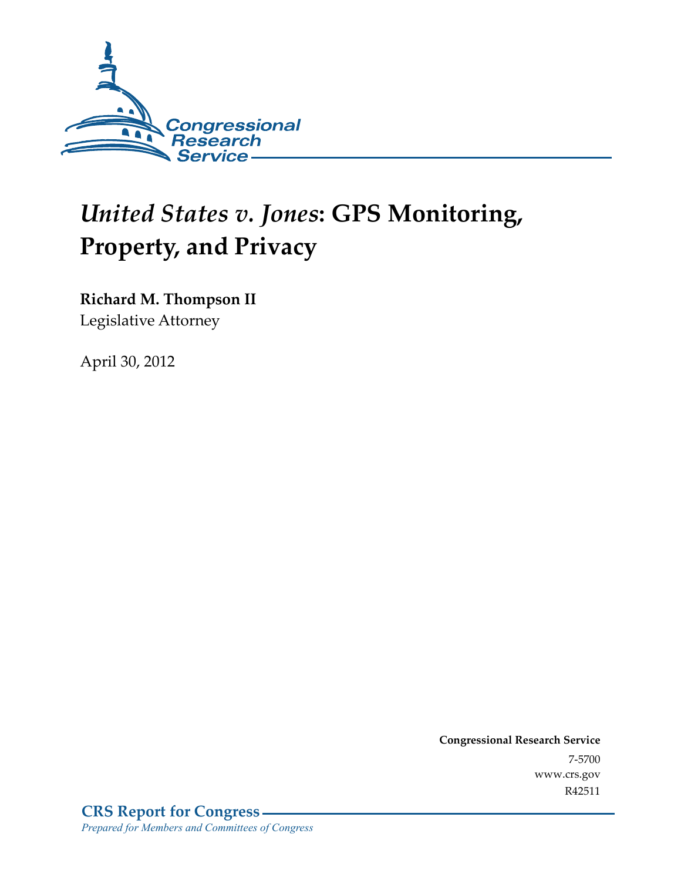Congressional Research Service

# *United States v. Jones*: GPS Monitoring, Property, and Privacy

**Richard M. Thompson II**
Legislative Attorney

April 30, 2012

**Congressional Research Service**
7-5700
www.crs.gov
R42511

**CRS Report for Congress**
*Prepared for Members and Committees of Congress*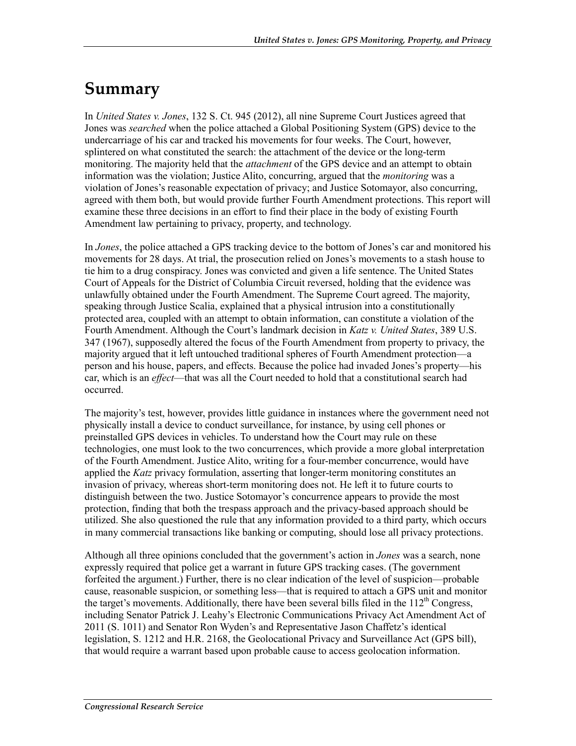# Summary

In *United States v. Jones*, 132 S. Ct. 945 (2012), all nine Supreme Court Justices agreed that Jones was *searched* when the police attached a Global Positioning System (GPS) device to the undercarriage of his car and tracked his movements for four weeks. The Court, however, splintered on what constituted the search: the attachment of the device or the long-term monitoring. The majority held that the *attachment* of the GPS device and an attempt to obtain information was the violation; Justice Alito, concurring, argued that the *monitoring* was a violation of Jones's reasonable expectation of privacy; and Justice Sotomayor, also concurring, agreed with them both, but would provide further Fourth Amendment protections. This report will examine these three decisions in an effort to find their place in the body of existing Fourth Amendment law pertaining to privacy, property, and technology.

In *Jones*, the police attached a GPS tracking device to the bottom of Jones's car and monitored his movements for 28 days. At trial, the prosecution relied on Jones's movements to a stash house to tie him to a drug conspiracy. Jones was convicted and given a life sentence. The United States Court of Appeals for the District of Columbia Circuit reversed, holding that the evidence was unlawfully obtained under the Fourth Amendment. The Supreme Court agreed. The majority, speaking through Justice Scalia, explained that a physical intrusion into a constitutionally protected area, coupled with an attempt to obtain information, can constitute a violation of the Fourth Amendment. Although the Court's landmark decision in *Katz v. United States*, 389 U.S. 347 (1967), supposedly altered the focus of the Fourth Amendment from property to privacy, the majority argued that it left untouched traditional spheres of Fourth Amendment protection—a person and his house, papers, and effects. Because the police had invaded Jones's property—his car, which is an *effect*—that was all the Court needed to hold that a constitutional search had occurred.

The majority's test, however, provides little guidance in instances where the government need not physically install a device to conduct surveillance, for instance, by using cell phones or preinstalled GPS devices in vehicles. To understand how the Court may rule on these technologies, one must look to the two concurrences, which provide a more global interpretation of the Fourth Amendment. Justice Alito, writing for a four-member concurrence, would have applied the *Katz* privacy formulation, asserting that longer-term monitoring constitutes an invasion of privacy, whereas short-term monitoring does not. He left it to future courts to distinguish between the two. Justice Sotomayor's concurrence appears to provide the most protection, finding that both the trespass approach and the privacy-based approach should be utilized. She also questioned the rule that any information provided to a third party, which occurs in many commercial transactions like banking or computing, should lose all privacy protections.

Although all three opinions concluded that the government's action in *Jones* was a search, none expressly required that police get a warrant in future GPS tracking cases. (The government forfeited the argument.) Further, there is no clear indication of the level of suspicion—probable cause, reasonable suspicion, or something less—that is required to attach a GPS unit and monitor the target's movements. Additionally, there have been several bills filed in the 112th Congress, including Senator Patrick J. Leahy's Electronic Communications Privacy Act Amendment Act of 2011 (S. 1011) and Senator Ron Wyden's and Representative Jason Chaffetz's identical legislation, S. 1212 and H.R. 2168, the Geolocational Privacy and Surveillance Act (GPS bill), that would require a warrant based upon probable cause to access geolocation information.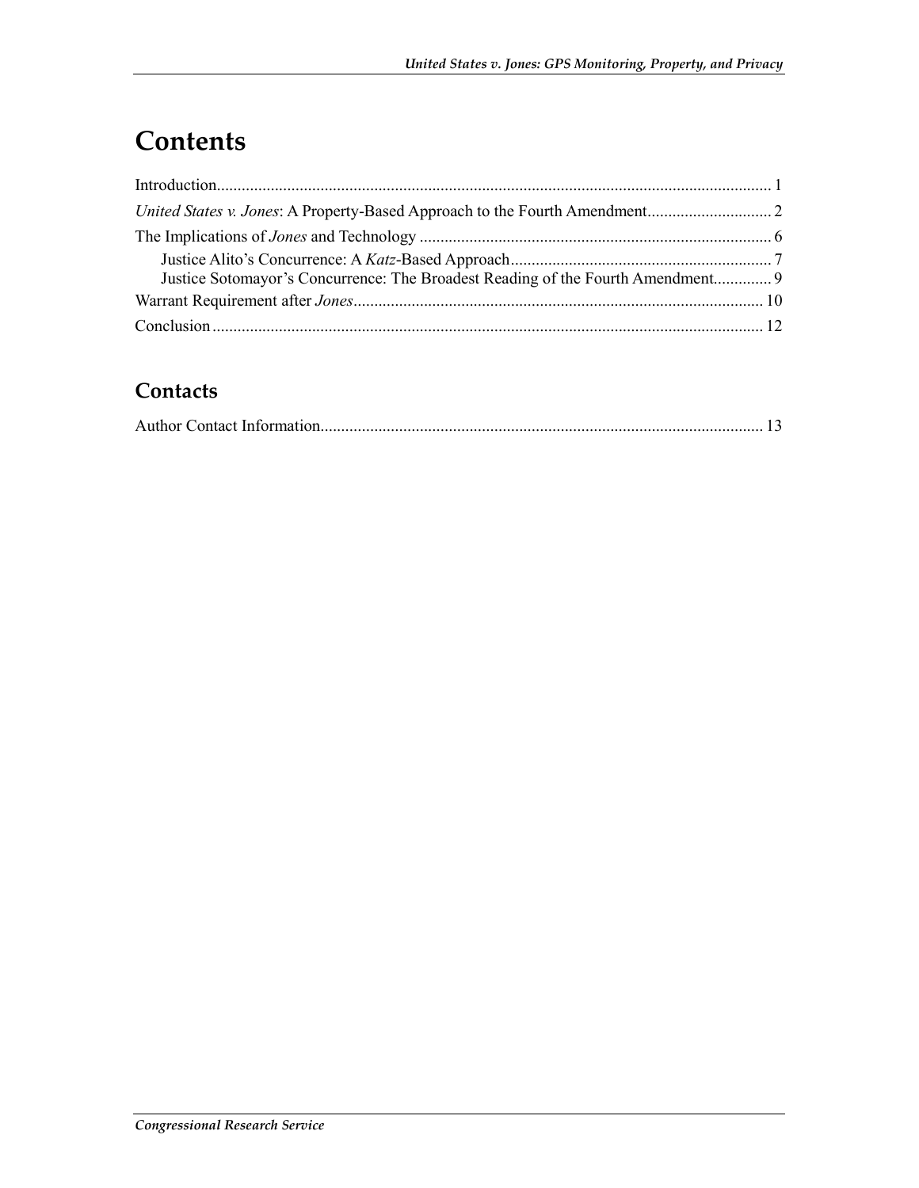# Contents

Introduction..................................................................................................................................... 1

*United States v. Jones*: A Property-Based Approach to the Fourth Amendment.............................. 2

The Implications of *Jones* and Technology .................................................................................... 6

Justice Alito's Concurrence: A *Katz*-Based Approach............................................................... 7

Justice Sotomayor's Concurrence: The Broadest Reading of the Fourth Amendment.............. 9

Warrant Requirement after *Jones*.................................................................................................. 10

Conclusion .................................................................................................................................... 12

## Contacts

Author Contact Information.......................................................................................................... 13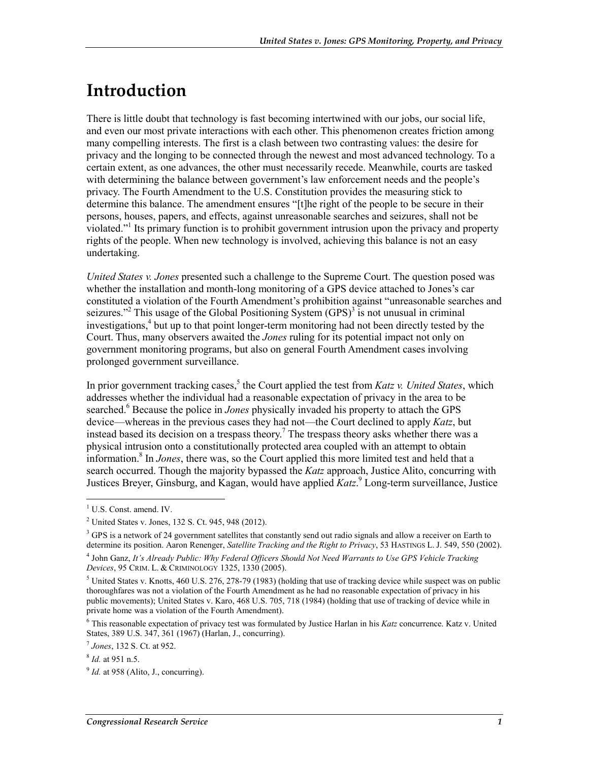# Introduction

There is little doubt that technology is fast becoming intertwined with our jobs, our social life, and even our most private interactions with each other. This phenomenon creates friction among many compelling interests. The first is a clash between two contrasting values: the desire for privacy and the longing to be connected through the newest and most advanced technology. To a certain extent, as one advances, the other must necessarily recede. Meanwhile, courts are tasked with determining the balance between government's law enforcement needs and the people's privacy. The Fourth Amendment to the U.S. Constitution provides the measuring stick to determine this balance. The amendment ensures "[t]he right of the people to be secure in their persons, houses, papers, and effects, against unreasonable searches and seizures, shall not be violated."[1] Its primary function is to prohibit government intrusion upon the privacy and property rights of the people. When new technology is involved, achieving this balance is not an easy undertaking.

*United States v. Jones* presented such a challenge to the Supreme Court. The question posed was whether the installation and month-long monitoring of a GPS device attached to Jones's car constituted a violation of the Fourth Amendment's prohibition against "unreasonable searches and seizures."[2] This usage of the Global Positioning System (GPS)[3] is not unusual in criminal investigations,[4] but up to that point longer-term monitoring had not been directly tested by the Court. Thus, many observers awaited the *Jones* ruling for its potential impact not only on government monitoring programs, but also on general Fourth Amendment cases involving prolonged government surveillance.

In prior government tracking cases,[5] the Court applied the test from *Katz v. United States*, which addresses whether the individual had a reasonable expectation of privacy in the area to be searched.[6] Because the police in *Jones* physically invaded his property to attach the GPS device—whereas in the previous cases they had not—the Court declined to apply *Katz*, but instead based its decision on a trespass theory.[7] The trespass theory asks whether there was a physical intrusion onto a constitutionally protected area coupled with an attempt to obtain information.[8] In *Jones*, there was, so the Court applied this more limited test and held that a search occurred. Though the majority bypassed the *Katz* approach, Justice Alito, concurring with Justices Breyer, Ginsburg, and Kagan, would have applied *Katz*.[9] Long-term surveillance, Justice

---

[1] U.S. Const. amend. IV.

[2] United States v. Jones, 132 S. Ct. 945, 948 (2012).

[3] GPS is a network of 24 government satellites that constantly send out radio signals and allow a receiver on Earth to determine its position. Aaron Renenger, *Satellite Tracking and the Right to Privacy*, 53 HASTINGS L. J. 549, 550 (2002).

[4] John Ganz, *It's Already Public: Why Federal Officers Should Not Need Warrants to Use GPS Vehicle Tracking Devices*, 95 CRIM. L. & CRIMINOLOGY 1325, 1330 (2005).

[5] United States v. Knotts, 460 U.S. 276, 278-79 (1983) (holding that use of tracking device while suspect was on public thoroughfares was not a violation of the Fourth Amendment as he had no reasonable expectation of privacy in his public movements); United States v. Karo, 468 U.S. 705, 718 (1984) (holding that use of tracking of device while in private home was a violation of the Fourth Amendment).

[6] This reasonable expectation of privacy test was formulated by Justice Harlan in his *Katz* concurrence. Katz v. United States, 389 U.S. 347, 361 (1967) (Harlan, J., concurring).

[7] *Jones*, 132 S. Ct. at 952.

[8] *Id.* at 951 n.5.

[9] *Id.* at 958 (Alito, J., concurring).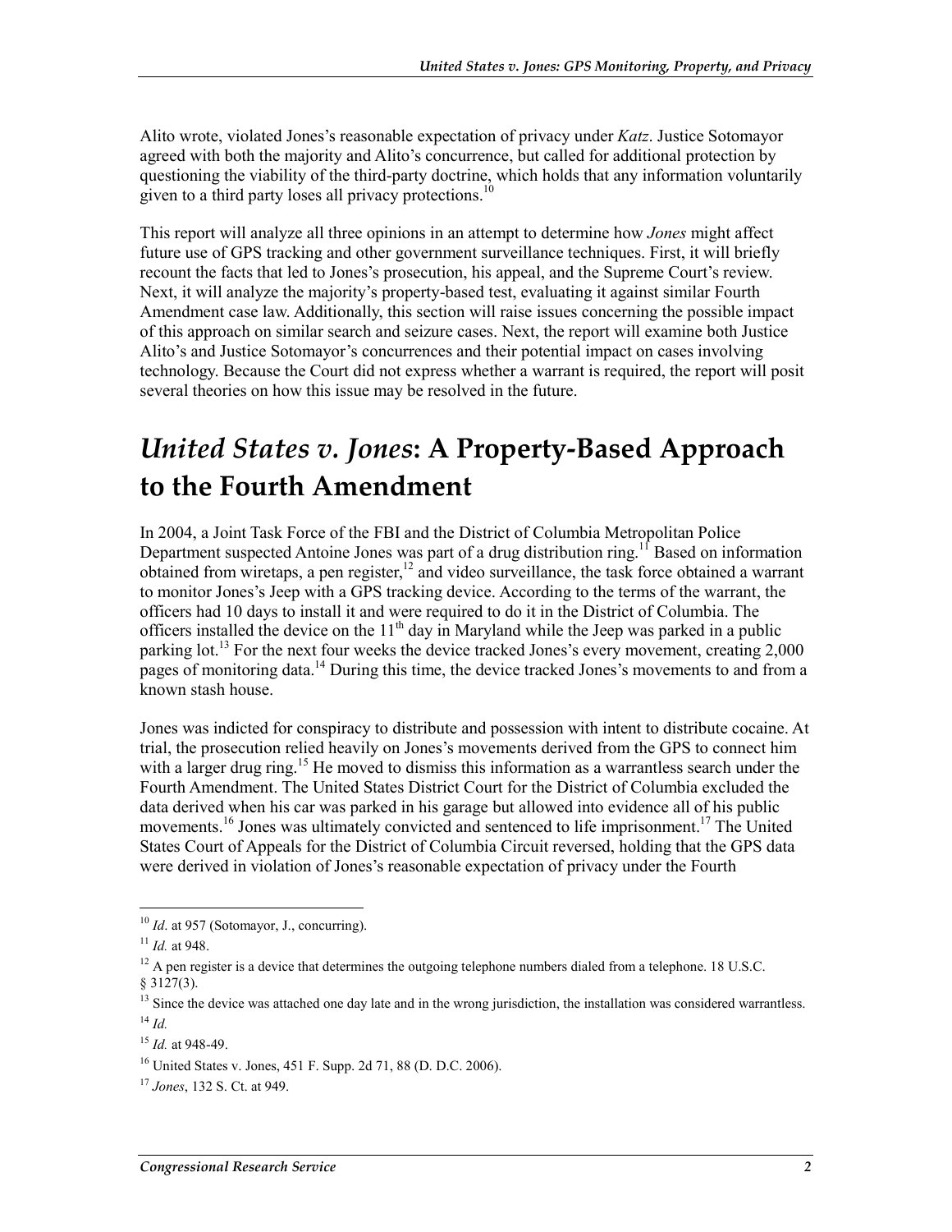Alito wrote, violated Jones's reasonable expectation of privacy under *Katz*. Justice Sotomayor agreed with both the majority and Alito's concurrence, but called for additional protection by questioning the viability of the third-party doctrine, which holds that any information voluntarily given to a third party loses all privacy protections.[10]

This report will analyze all three opinions in an attempt to determine how *Jones* might affect future use of GPS tracking and other government surveillance techniques. First, it will briefly recount the facts that led to Jones's prosecution, his appeal, and the Supreme Court's review. Next, it will analyze the majority's property-based test, evaluating it against similar Fourth Amendment case law. Additionally, this section will raise issues concerning the possible impact of this approach on similar search and seizure cases. Next, the report will examine both Justice Alito's and Justice Sotomayor's concurrences and their potential impact on cases involving technology. Because the Court did not express whether a warrant is required, the report will posit several theories on how this issue may be resolved in the future.

# *United States v. Jones*: A Property-Based Approach to the Fourth Amendment

In 2004, a Joint Task Force of the FBI and the District of Columbia Metropolitan Police Department suspected Antoine Jones was part of a drug distribution ring.[11] Based on information obtained from wiretaps, a pen register,[12] and video surveillance, the task force obtained a warrant to monitor Jones's Jeep with a GPS tracking device. According to the terms of the warrant, the officers had 10 days to install it and were required to do it in the District of Columbia. The officers installed the device on the 11th day in Maryland while the Jeep was parked in a public parking lot.[13] For the next four weeks the device tracked Jones's every movement, creating 2,000 pages of monitoring data.[14] During this time, the device tracked Jones's movements to and from a known stash house.

Jones was indicted for conspiracy to distribute and possession with intent to distribute cocaine. At trial, the prosecution relied heavily on Jones's movements derived from the GPS to connect him with a larger drug ring.[15] He moved to dismiss this information as a warrantless search under the Fourth Amendment. The United States District Court for the District of Columbia excluded the data derived when his car was parked in his garage but allowed into evidence all of his public movements.[16] Jones was ultimately convicted and sentenced to life imprisonment.[17] The United States Court of Appeals for the District of Columbia Circuit reversed, holding that the GPS data were derived in violation of Jones's reasonable expectation of privacy under the Fourth

---

[10] *Id*. at 957 (Sotomayor, J., concurring).

[11] *Id.* at 948.

[12] A pen register is a device that determines the outgoing telephone numbers dialed from a telephone. 18 U.S.C. § 3127(3).

[13] Since the device was attached one day late and in the wrong jurisdiction, the installation was considered warrantless.

[14] *Id.*

[15] *Id.* at 948-49.

[16] United States v. Jones, 451 F. Supp. 2d 71, 88 (D. D.C. 2006).

[17] *Jones*, 132 S. Ct. at 949.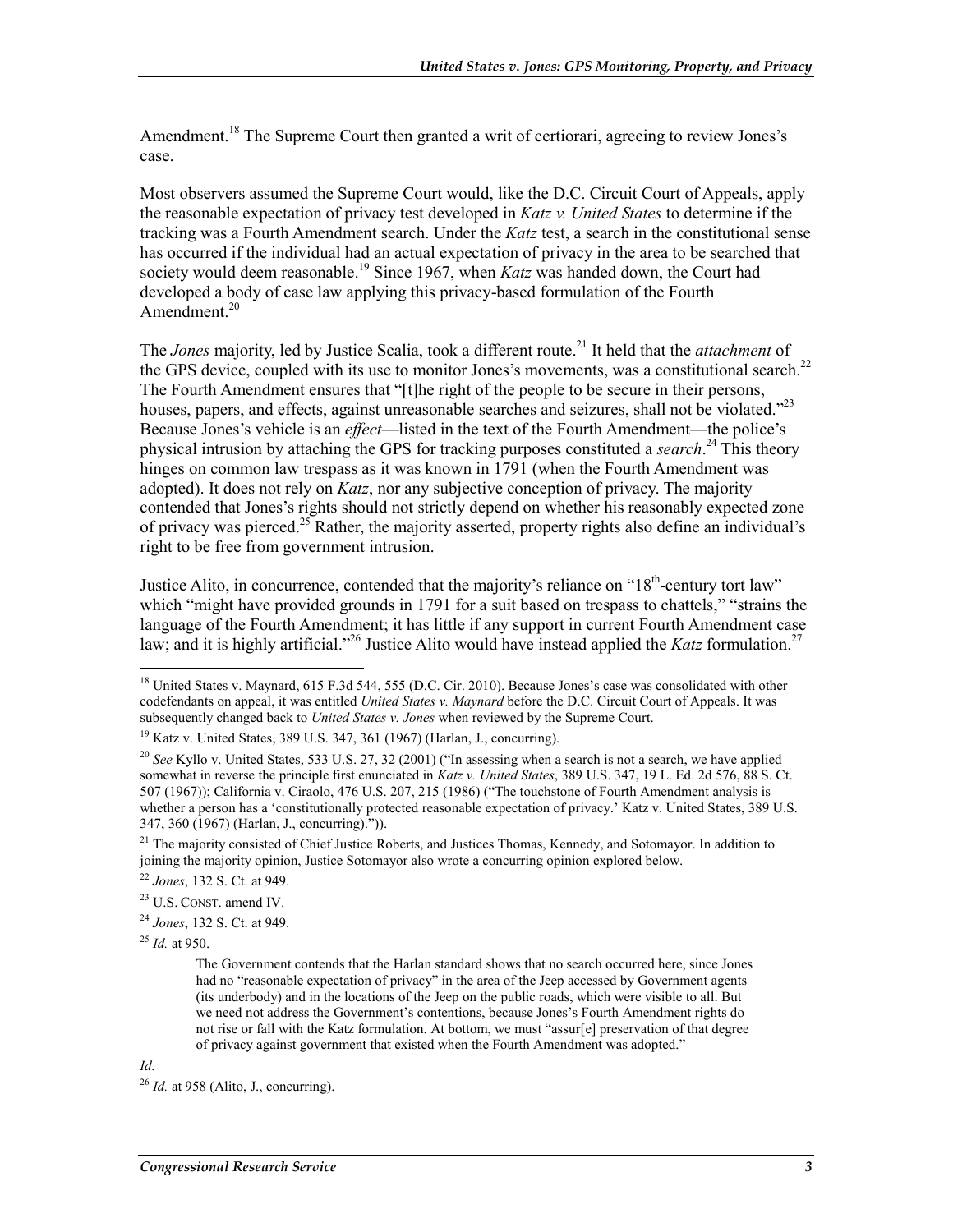Amendment.[18] The Supreme Court then granted a writ of certiorari, agreeing to review Jones's case.

Most observers assumed the Supreme Court would, like the D.C. Circuit Court of Appeals, apply the reasonable expectation of privacy test developed in *Katz v. United States* to determine if the tracking was a Fourth Amendment search. Under the *Katz* test, a search in the constitutional sense has occurred if the individual had an actual expectation of privacy in the area to be searched that society would deem reasonable.[19] Since 1967, when *Katz* was handed down, the Court had developed a body of case law applying this privacy-based formulation of the Fourth Amendment.[20]

The *Jones* majority, led by Justice Scalia, took a different route.[21] It held that the *attachment* of the GPS device, coupled with its use to monitor Jones's movements, was a constitutional search.[22] The Fourth Amendment ensures that "[t]he right of the people to be secure in their persons, houses, papers, and effects, against unreasonable searches and seizures, shall not be violated."[23] Because Jones's vehicle is an *effect*—listed in the text of the Fourth Amendment—the police's physical intrusion by attaching the GPS for tracking purposes constituted a *search*.[24] This theory hinges on common law trespass as it was known in 1791 (when the Fourth Amendment was adopted). It does not rely on *Katz*, nor any subjective conception of privacy. The majority contended that Jones's rights should not strictly depend on whether his reasonably expected zone of privacy was pierced.[25] Rather, the majority asserted, property rights also define an individual's right to be free from government intrusion.

Justice Alito, in concurrence, contended that the majority's reliance on "18th-century tort law" which "might have provided grounds in 1791 for a suit based on trespass to chattels," "strains the language of the Fourth Amendment; it has little if any support in current Fourth Amendment case law; and it is highly artificial."[26] Justice Alito would have instead applied the *Katz* formulation.[27]

---

[18] United States v. Maynard, 615 F.3d 544, 555 (D.C. Cir. 2010). Because Jones's case was consolidated with other codefendants on appeal, it was entitled *United States v. Maynard* before the D.C. Circuit Court of Appeals. It was subsequently changed back to *United States v. Jones* when reviewed by the Supreme Court.

[19] Katz v. United States, 389 U.S. 347, 361 (1967) (Harlan, J., concurring).

[20] *See* Kyllo v. United States, 533 U.S. 27, 32 (2001) ("In assessing when a search is not a search, we have applied somewhat in reverse the principle first enunciated in *Katz v. United States*, 389 U.S. 347, 19 L. Ed. 2d 576, 88 S. Ct. 507 (1967)); California v. Ciraolo, 476 U.S. 207, 215 (1986) ("The touchstone of Fourth Amendment analysis is whether a person has a 'constitutionally protected reasonable expectation of privacy.' Katz v. United States, 389 U.S. 347, 360 (1967) (Harlan, J., concurring).")).

[21] The majority consisted of Chief Justice Roberts, and Justices Thomas, Kennedy, and Sotomayor. In addition to joining the majority opinion, Justice Sotomayor also wrote a concurring opinion explored below.

[22] *Jones*, 132 S. Ct. at 949.

[23] U.S. CONST. amend IV.

[24] *Jones*, 132 S. Ct. at 949.

[25] *Id.* at 950.

> The Government contends that the Harlan standard shows that no search occurred here, since Jones had no "reasonable expectation of privacy" in the area of the Jeep accessed by Government agents (its underbody) and in the locations of the Jeep on the public roads, which were visible to all. But we need not address the Government's contentions, because Jones's Fourth Amendment rights do not rise or fall with the Katz formulation. At bottom, we must "assur[e] preservation of that degree of privacy against government that existed when the Fourth Amendment was adopted."

*Id.*

[26] *Id.* at 958 (Alito, J., concurring).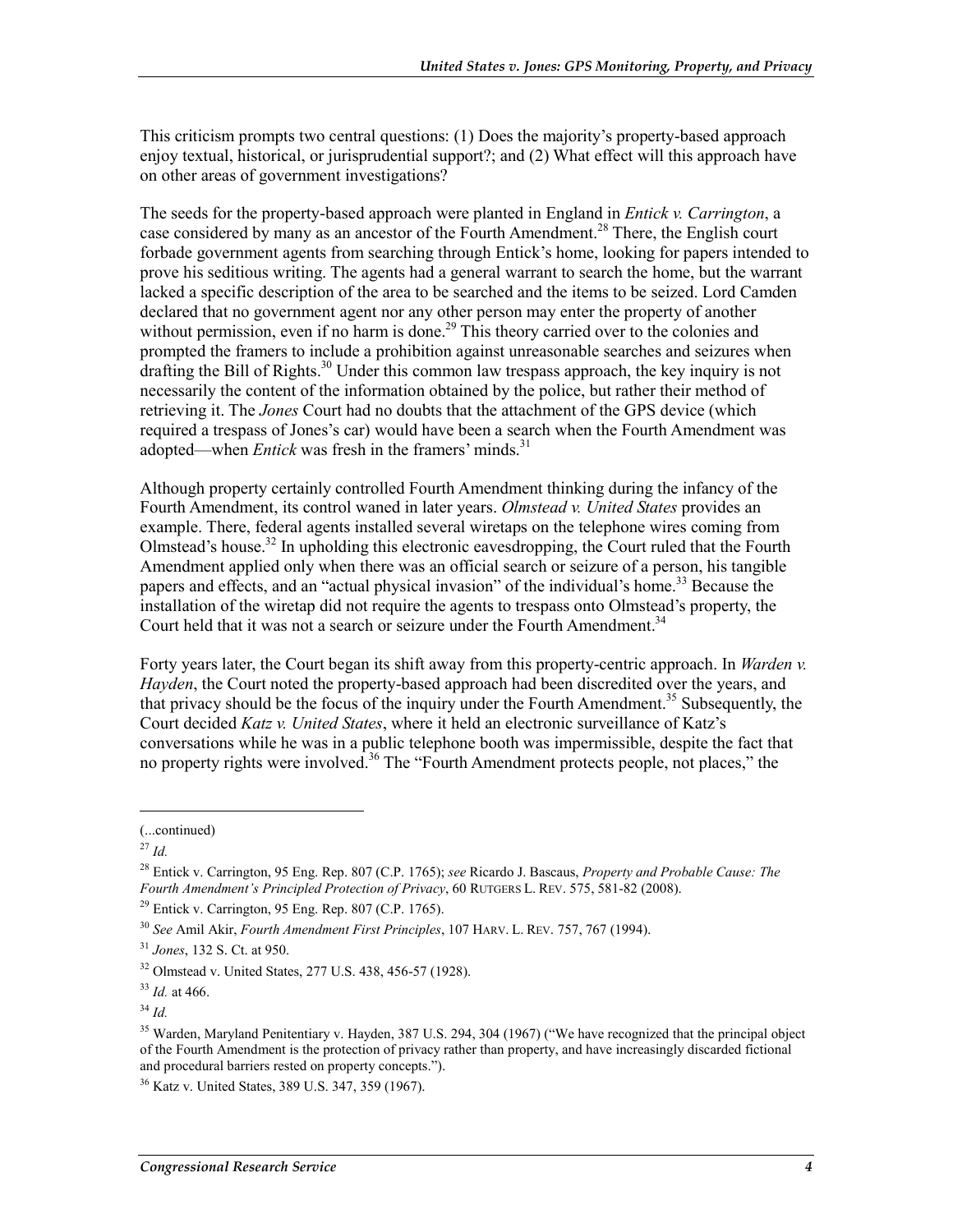This criticism prompts two central questions: (1) Does the majority's property-based approach enjoy textual, historical, or jurisprudential support?; and (2) What effect will this approach have on other areas of government investigations?

The seeds for the property-based approach were planted in England in *Entick v. Carrington*, a case considered by many as an ancestor of the Fourth Amendment.[28] There, the English court forbade government agents from searching through Entick's home, looking for papers intended to prove his seditious writing. The agents had a general warrant to search the home, but the warrant lacked a specific description of the area to be searched and the items to be seized. Lord Camden declared that no government agent nor any other person may enter the property of another without permission, even if no harm is done.[29] This theory carried over to the colonies and prompted the framers to include a prohibition against unreasonable searches and seizures when drafting the Bill of Rights.[30] Under this common law trespass approach, the key inquiry is not necessarily the content of the information obtained by the police, but rather their method of retrieving it. The *Jones* Court had no doubts that the attachment of the GPS device (which required a trespass of Jones's car) would have been a search when the Fourth Amendment was adopted—when *Entick* was fresh in the framers' minds.[31]

Although property certainly controlled Fourth Amendment thinking during the infancy of the Fourth Amendment, its control waned in later years. *Olmstead v. United States* provides an example. There, federal agents installed several wiretaps on the telephone wires coming from Olmstead's house.[32] In upholding this electronic eavesdropping, the Court ruled that the Fourth Amendment applied only when there was an official search or seizure of a person, his tangible papers and effects, and an "actual physical invasion" of the individual's home.[33] Because the installation of the wiretap did not require the agents to trespass onto Olmstead's property, the Court held that it was not a search or seizure under the Fourth Amendment.[34]

Forty years later, the Court began its shift away from this property-centric approach. In *Warden v. Hayden*, the Court noted the property-based approach had been discredited over the years, and that privacy should be the focus of the inquiry under the Fourth Amendment.[35] Subsequently, the Court decided *Katz v. United States*, where it held an electronic surveillance of Katz's conversations while he was in a public telephone booth was impermissible, despite the fact that no property rights were involved.[36] The "Fourth Amendment protects people, not places," the

---

(...continued)

[27] *Id.*

[28] Entick v. Carrington, 95 Eng. Rep. 807 (C.P. 1765); *see* Ricardo J. Bascaus, *Property and Probable Cause: The Fourth Amendment's Principled Protection of Privacy*, 60 RUTGERS L. REV. 575, 581-82 (2008).

[29] Entick v. Carrington, 95 Eng. Rep. 807 (C.P. 1765).

[30] *See* Amil Akir, *Fourth Amendment First Principles*, 107 HARV. L. REV. 757, 767 (1994).

[31] *Jones*, 132 S. Ct. at 950.

[32] Olmstead v. United States, 277 U.S. 438, 456-57 (1928).

[33] *Id.* at 466.

[34] *Id.*

[35] Warden, Maryland Penitentiary v. Hayden, 387 U.S. 294, 304 (1967) ("We have recognized that the principal object of the Fourth Amendment is the protection of privacy rather than property, and have increasingly discarded fictional and procedural barriers rested on property concepts.").

[36] Katz v. United States, 389 U.S. 347, 359 (1967).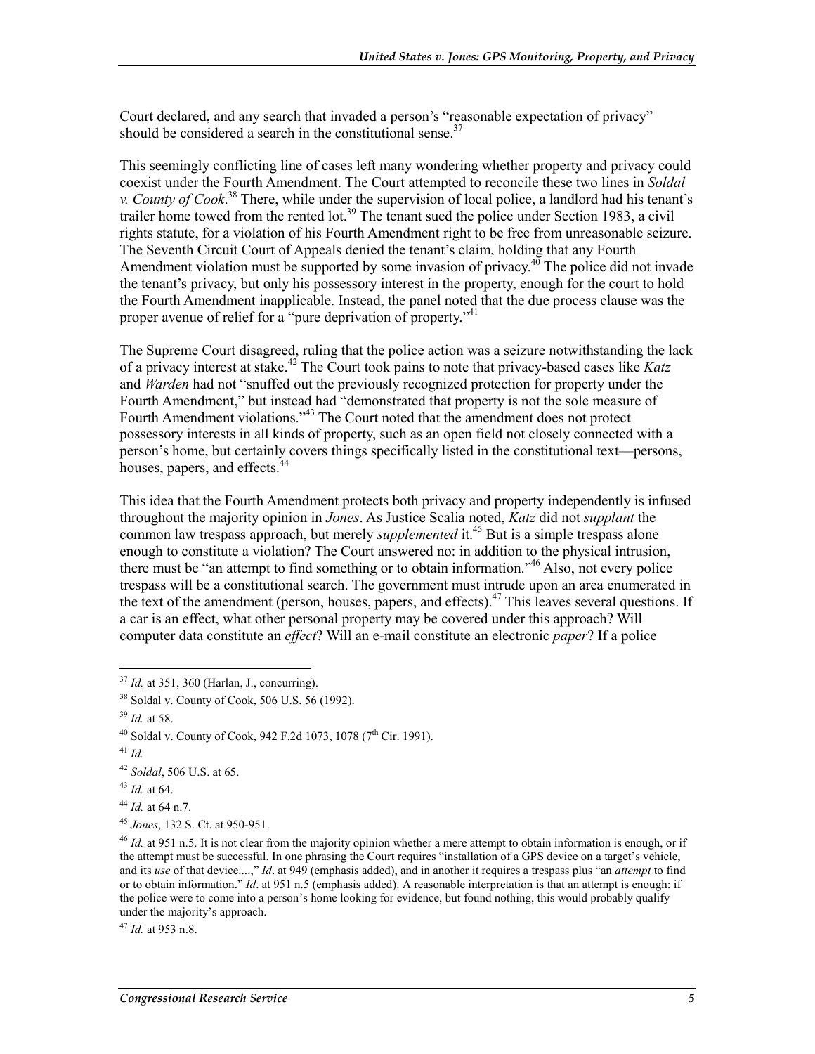Court declared, and any search that invaded a person's "reasonable expectation of privacy" should be considered a search in the constitutional sense.[37]

This seemingly conflicting line of cases left many wondering whether property and privacy could coexist under the Fourth Amendment. The Court attempted to reconcile these two lines in *Soldal v. County of Cook*.[38] There, while under the supervision of local police, a landlord had his tenant's trailer home towed from the rented lot.[39] The tenant sued the police under Section 1983, a civil rights statute, for a violation of his Fourth Amendment right to be free from unreasonable seizure. The Seventh Circuit Court of Appeals denied the tenant's claim, holding that any Fourth Amendment violation must be supported by some invasion of privacy.[40] The police did not invade the tenant's privacy, but only his possessory interest in the property, enough for the court to hold the Fourth Amendment inapplicable. Instead, the panel noted that the due process clause was the proper avenue of relief for a "pure deprivation of property."[41]

The Supreme Court disagreed, ruling that the police action was a seizure notwithstanding the lack of a privacy interest at stake.[42] The Court took pains to note that privacy-based cases like *Katz* and *Warden* had not "snuffed out the previously recognized protection for property under the Fourth Amendment," but instead had "demonstrated that property is not the sole measure of Fourth Amendment violations."[43] The Court noted that the amendment does not protect possessory interests in all kinds of property, such as an open field not closely connected with a person's home, but certainly covers things specifically listed in the constitutional text—persons, houses, papers, and effects.[44]

This idea that the Fourth Amendment protects both privacy and property independently is infused throughout the majority opinion in *Jones*. As Justice Scalia noted, *Katz* did not *supplant* the common law trespass approach, but merely *supplemented* it.[45] But is a simple trespass alone enough to constitute a violation? The Court answered no: in addition to the physical intrusion, there must be "an attempt to find something or to obtain information."[46] Also, not every police trespass will be a constitutional search. The government must intrude upon an area enumerated in the text of the amendment (person, houses, papers, and effects).[47] This leaves several questions. If a car is an effect, what other personal property may be covered under this approach? Will computer data constitute an *effect*? Will an e-mail constitute an electronic *paper*? If a police

---

[37] *Id.* at 351, 360 (Harlan, J., concurring).

[38] Soldal v. County of Cook, 506 U.S. 56 (1992).

[39] *Id.* at 58.

[40] Soldal v. County of Cook, 942 F.2d 1073, 1078 (7th Cir. 1991).

[41] *Id.*

[42] *Soldal*, 506 U.S. at 65.

[43] *Id.* at 64.

[44] *Id.* at 64 n.7.

[45] *Jones*, 132 S. Ct. at 950-951.

[46] *Id.* at 951 n.5. It is not clear from the majority opinion whether a mere attempt to obtain information is enough, or if the attempt must be successful. In one phrasing the Court requires "installation of a GPS device on a target's vehicle, and its *use* of that device....," *Id*. at 949 (emphasis added), and in another it requires a trespass plus "an *attempt* to find or to obtain information." *Id*. at 951 n.5 (emphasis added). A reasonable interpretation is that an attempt is enough: if the police were to come into a person's home looking for evidence, but found nothing, this would probably qualify under the majority's approach.

[47] *Id.* at 953 n.8.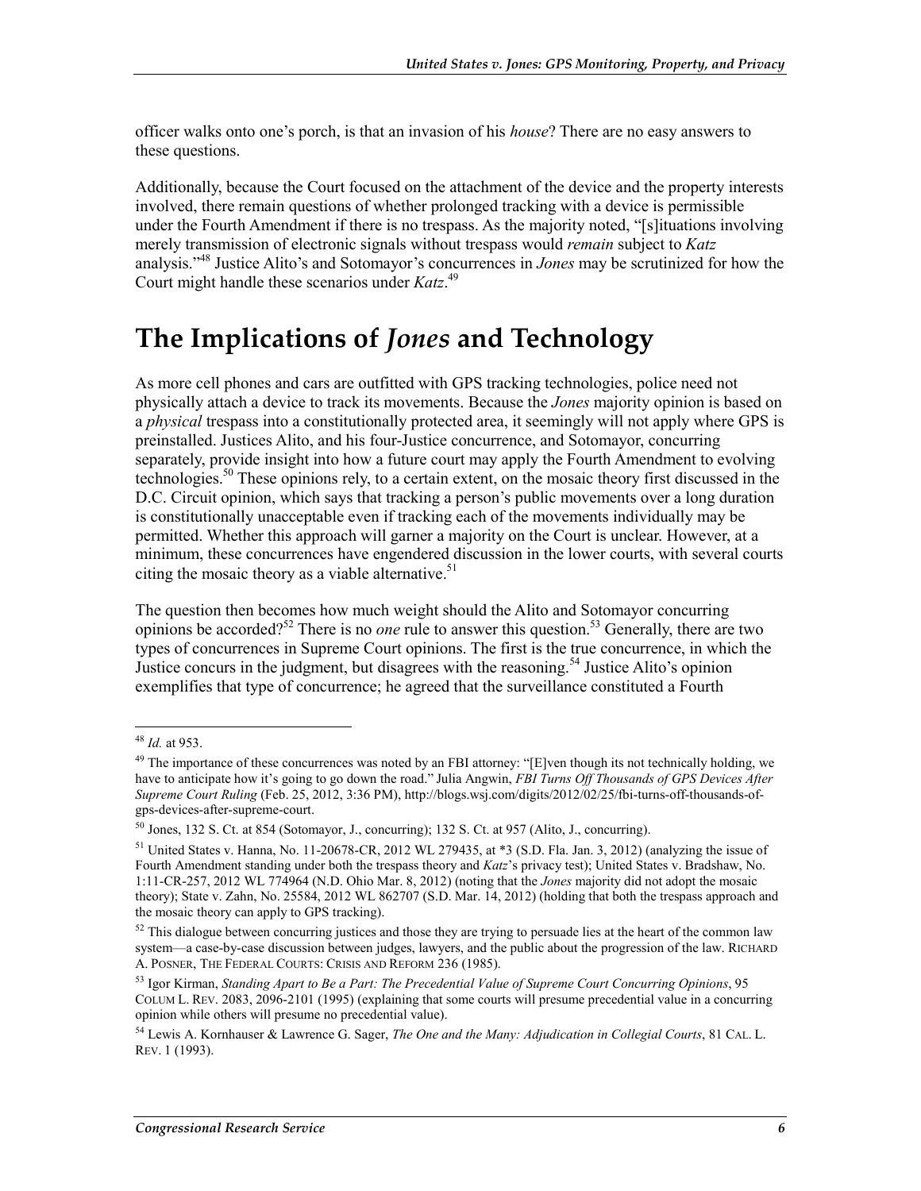officer walks onto one's porch, is that an invasion of his *house*? There are no easy answers to these questions.

Additionally, because the Court focused on the attachment of the device and the property interests involved, there remain questions of whether prolonged tracking with a device is permissible under the Fourth Amendment if there is no trespass. As the majority noted, "[s]ituations involving merely transmission of electronic signals without trespass would *remain* subject to *Katz* analysis."[48] Justice Alito's and Sotomayor's concurrences in *Jones* may be scrutinized for how the Court might handle these scenarios under *Katz*.[49]

# The Implications of *Jones* and Technology

As more cell phones and cars are outfitted with GPS tracking technologies, police need not physically attach a device to track its movements. Because the *Jones* majority opinion is based on a *physical* trespass into a constitutionally protected area, it seemingly will not apply where GPS is preinstalled. Justices Alito, and his four-Justice concurrence, and Sotomayor, concurring separately, provide insight into how a future court may apply the Fourth Amendment to evolving technologies.[50] These opinions rely, to a certain extent, on the mosaic theory first discussed in the D.C. Circuit opinion, which says that tracking a person's public movements over a long duration is constitutionally unacceptable even if tracking each of the movements individually may be permitted. Whether this approach will garner a majority on the Court is unclear. However, at a minimum, these concurrences have engendered discussion in the lower courts, with several courts citing the mosaic theory as a viable alternative.[51]

The question then becomes how much weight should the Alito and Sotomayor concurring opinions be accorded?[52] There is no *one* rule to answer this question.[53] Generally, there are two types of concurrences in Supreme Court opinions. The first is the true concurrence, in which the Justice concurs in the judgment, but disagrees with the reasoning.[54] Justice Alito's opinion exemplifies that type of concurrence; he agreed that the surveillance constituted a Fourth

---

[48] *Id.* at 953.

[49] The importance of these concurrences was noted by an FBI attorney: "[E]ven though its not technically holding, we have to anticipate how it's going to go down the road." Julia Angwin, *FBI Turns Off Thousands of GPS Devices After Supreme Court Ruling* (Feb. 25, 2012, 3:36 PM), http://blogs.wsj.com/digits/2012/02/25/fbi-turns-off-thousands-of-gps-devices-after-supreme-court.

[50] Jones, 132 S. Ct. at 854 (Sotomayor, J., concurring); 132 S. Ct. at 957 (Alito, J., concurring).

[51] United States v. Hanna, No. 11-20678-CR, 2012 WL 279435, at *3 (S.D. Fla. Jan. 3, 2012) (analyzing the issue of Fourth Amendment standing under both the trespass theory and *Katz*'s privacy test); United States v. Bradshaw, No. 1:11-CR-257, 2012 WL 774964 (N.D. Ohio Mar. 8, 2012) (noting that the *Jones* majority did not adopt the mosaic theory); State v. Zahn, No. 25584, 2012 WL 862707 (S.D. Mar. 14, 2012) (holding that both the trespass approach and the mosaic theory can apply to GPS tracking).

[52] This dialogue between concurring justices and those they are trying to persuade lies at the heart of the common law system—a case-by-case discussion between judges, lawyers, and the public about the progression of the law. RICHARD A. POSNER, THE FEDERAL COURTS: CRISIS AND REFORM 236 (1985).

[53] Igor Kirman, *Standing Apart to Be a Part: The Precedential Value of Supreme Court Concurring Opinions*, 95 COLUM L. REV. 2083, 2096-2101 (1995) (explaining that some courts will presume precedential value in a concurring opinion while others will presume no precedential value).

[54] Lewis A. Kornhauser & Lawrence G. Sager, *The One and the Many: Adjudication in Collegial Courts*, 81 CAL. L. REV. 1 (1993).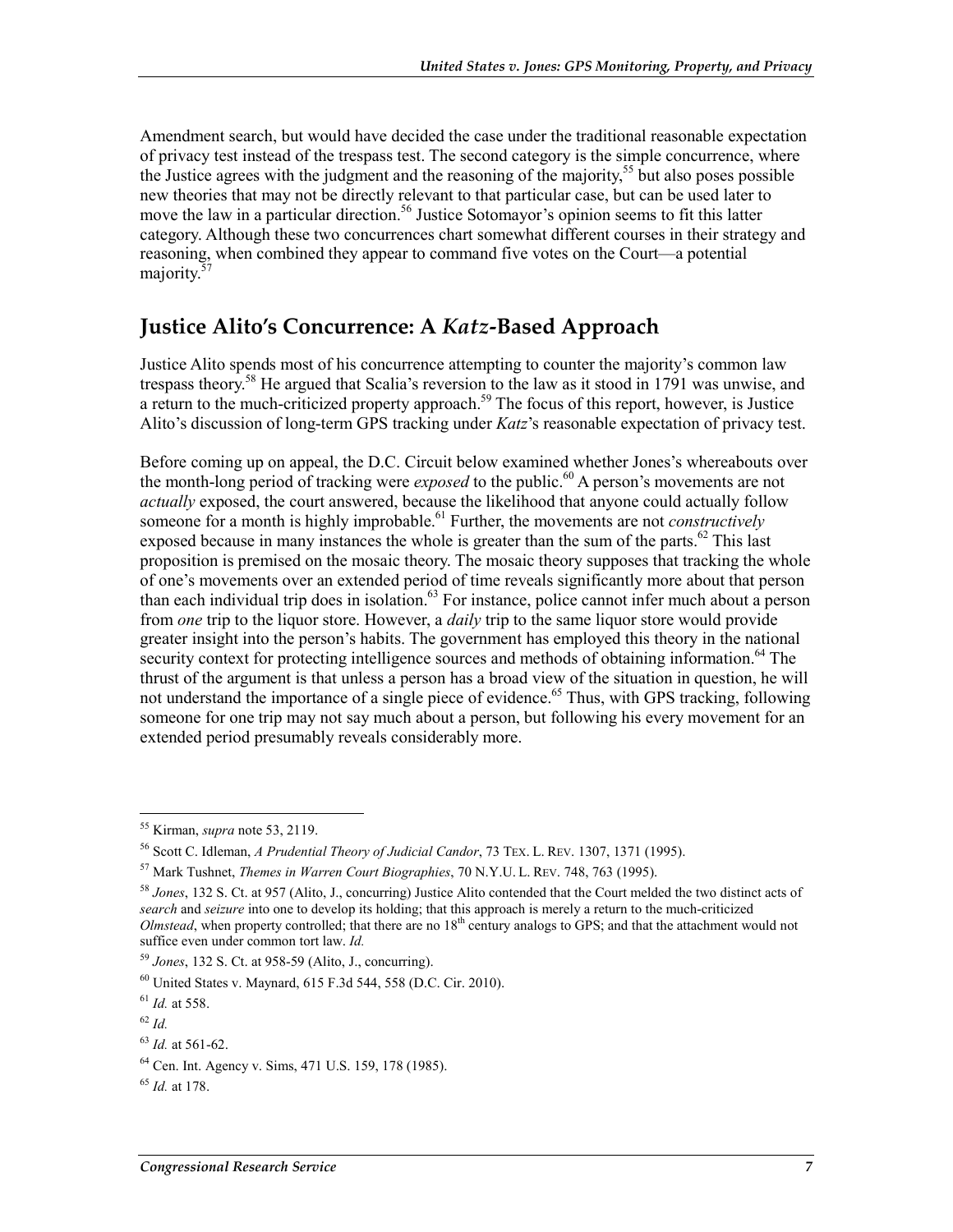Amendment search, but would have decided the case under the traditional reasonable expectation of privacy test instead of the trespass test. The second category is the simple concurrence, where the Justice agrees with the judgment and the reasoning of the majority,[55] but also poses possible new theories that may not be directly relevant to that particular case, but can be used later to move the law in a particular direction.[56] Justice Sotomayor's opinion seems to fit this latter category. Although these two concurrences chart somewhat different courses in their strategy and reasoning, when combined they appear to command five votes on the Court—a potential majority.[57]

## Justice Alito's Concurrence: A *Katz*-Based Approach

Justice Alito spends most of his concurrence attempting to counter the majority's common law trespass theory.[58] He argued that Scalia's reversion to the law as it stood in 1791 was unwise, and a return to the much-criticized property approach.[59] The focus of this report, however, is Justice Alito's discussion of long-term GPS tracking under *Katz*'s reasonable expectation of privacy test.

Before coming up on appeal, the D.C. Circuit below examined whether Jones's whereabouts over the month-long period of tracking were *exposed* to the public.[60] A person's movements are not *actually* exposed, the court answered, because the likelihood that anyone could actually follow someone for a month is highly improbable.[61] Further, the movements are not *constructively* exposed because in many instances the whole is greater than the sum of the parts.[62] This last proposition is premised on the mosaic theory. The mosaic theory supposes that tracking the whole of one's movements over an extended period of time reveals significantly more about that person than each individual trip does in isolation.[63] For instance, police cannot infer much about a person from *one* trip to the liquor store. However, a *daily* trip to the same liquor store would provide greater insight into the person's habits. The government has employed this theory in the national security context for protecting intelligence sources and methods of obtaining information.[64] The thrust of the argument is that unless a person has a broad view of the situation in question, he will not understand the importance of a single piece of evidence.[65] Thus, with GPS tracking, following someone for one trip may not say much about a person, but following his every movement for an extended period presumably reveals considerably more.

---

[55] Kirman, *supra* note 53, 2119.

[56] Scott C. Idleman, *A Prudential Theory of Judicial Candor*, 73 TEX. L. REV. 1307, 1371 (1995).

[57] Mark Tushnet, *Themes in Warren Court Biographies*, 70 N.Y.U. L. REV. 748, 763 (1995).

[58] *Jones*, 132 S. Ct. at 957 (Alito, J., concurring) Justice Alito contended that the Court melded the two distinct acts of *search* and *seizure* into one to develop its holding; that this approach is merely a return to the much-criticized *Olmstead*, when property controlled; that there are no 18th century analogs to GPS; and that the attachment would not suffice even under common tort law. *Id.*

[59] *Jones*, 132 S. Ct. at 958-59 (Alito, J., concurring).

[60] United States v. Maynard, 615 F.3d 544, 558 (D.C. Cir. 2010).

[61] *Id.* at 558.

[62] *Id.*

[63] *Id.* at 561-62.

[64] Cen. Int. Agency v. Sims, 471 U.S. 159, 178 (1985).

[65] *Id.* at 178.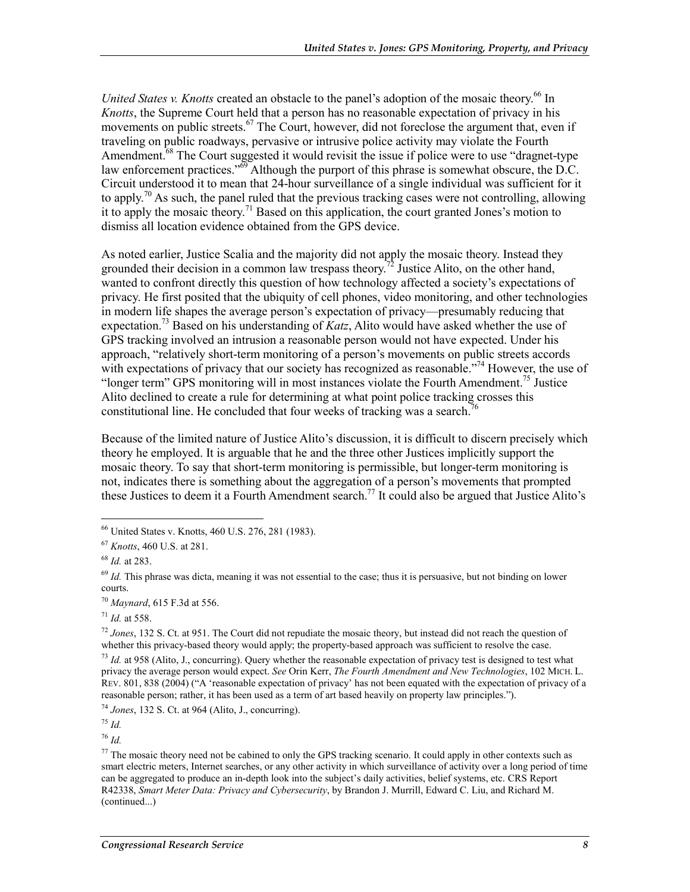*United States v. Knotts* created an obstacle to the panel's adoption of the mosaic theory.[66] In *Knotts*, the Supreme Court held that a person has no reasonable expectation of privacy in his movements on public streets.[67] The Court, however, did not foreclose the argument that, even if traveling on public roadways, pervasive or intrusive police activity may violate the Fourth Amendment.[68] The Court suggested it would revisit the issue if police were to use "dragnet-type law enforcement practices."[69] Although the purport of this phrase is somewhat obscure, the D.C. Circuit understood it to mean that 24-hour surveillance of a single individual was sufficient for it to apply.[70] As such, the panel ruled that the previous tracking cases were not controlling, allowing it to apply the mosaic theory.[71] Based on this application, the court granted Jones's motion to dismiss all location evidence obtained from the GPS device.

As noted earlier, Justice Scalia and the majority did not apply the mosaic theory. Instead they grounded their decision in a common law trespass theory.[72] Justice Alito, on the other hand, wanted to confront directly this question of how technology affected a society's expectations of privacy. He first posited that the ubiquity of cell phones, video monitoring, and other technologies in modern life shapes the average person's expectation of privacy—presumably reducing that expectation.[73] Based on his understanding of *Katz*, Alito would have asked whether the use of GPS tracking involved an intrusion a reasonable person would not have expected. Under his approach, "relatively short-term monitoring of a person's movements on public streets accords with expectations of privacy that our society has recognized as reasonable."[74] However, the use of "longer term" GPS monitoring will in most instances violate the Fourth Amendment.[75] Justice Alito declined to create a rule for determining at what point police tracking crosses this constitutional line. He concluded that four weeks of tracking was a search.[76]

Because of the limited nature of Justice Alito's discussion, it is difficult to discern precisely which theory he employed. It is arguable that he and the three other Justices implicitly support the mosaic theory. To say that short-term monitoring is permissible, but longer-term monitoring is not, indicates there is something about the aggregation of a person's movements that prompted these Justices to deem it a Fourth Amendment search.[77] It could also be argued that Justice Alito's

---

[66] United States v. Knotts, 460 U.S. 276, 281 (1983).

[67] *Knotts*, 460 U.S. at 281.

[68] *Id.* at 283.

[69] *Id.* This phrase was dicta, meaning it was not essential to the case; thus it is persuasive, but not binding on lower courts.

[70] *Maynard*, 615 F.3d at 556.

[71] *Id.* at 558.

[72] *Jones*, 132 S. Ct. at 951. The Court did not repudiate the mosaic theory, but instead did not reach the question of whether this privacy-based theory would apply; the property-based approach was sufficient to resolve the case.

[73] *Id.* at 958 (Alito, J., concurring). Query whether the reasonable expectation of privacy test is designed to test what privacy the average person would expect. *See* Orin Kerr, *The Fourth Amendment and New Technologies*, 102 MICH. L. REV. 801, 838 (2004) ("A 'reasonable expectation of privacy' has not been equated with the expectation of privacy of a reasonable person; rather, it has been used as a term of art based heavily on property law principles.").

[74] *Jones*, 132 S. Ct. at 964 (Alito, J., concurring).

[75] *Id.*

[76] *Id.*

[77] The mosaic theory need not be cabined to only the GPS tracking scenario. It could apply in other contexts such as smart electric meters, Internet searches, or any other activity in which surveillance of activity over a long period of time can be aggregated to produce an in-depth look into the subject's daily activities, belief systems, etc. CRS Report R42338, *Smart Meter Data: Privacy and Cybersecurity*, by Brandon J. Murrill, Edward C. Liu, and Richard M. (continued...)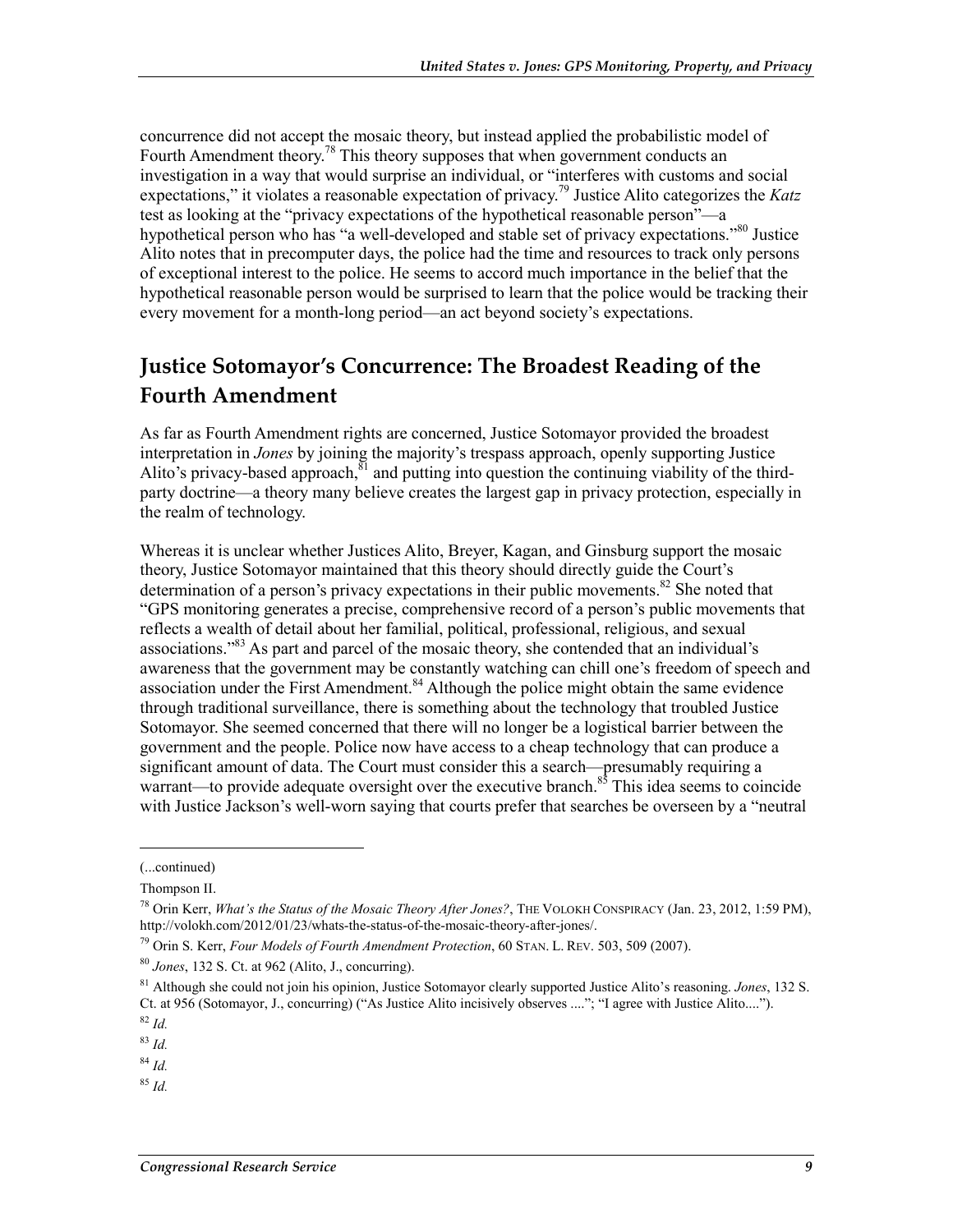concurrence did not accept the mosaic theory, but instead applied the probabilistic model of Fourth Amendment theory.[78] This theory supposes that when government conducts an investigation in a way that would surprise an individual, or "interferes with customs and social expectations," it violates a reasonable expectation of privacy.[79] Justice Alito categorizes the *Katz* test as looking at the "privacy expectations of the hypothetical reasonable person"—a hypothetical person who has "a well-developed and stable set of privacy expectations."[80] Justice Alito notes that in precomputer days, the police had the time and resources to track only persons of exceptional interest to the police. He seems to accord much importance in the belief that the hypothetical reasonable person would be surprised to learn that the police would be tracking their every movement for a month-long period—an act beyond society's expectations.

## Justice Sotomayor's Concurrence: The Broadest Reading of the Fourth Amendment

As far as Fourth Amendment rights are concerned, Justice Sotomayor provided the broadest interpretation in *Jones* by joining the majority's trespass approach, openly supporting Justice Alito's privacy-based approach,[81] and putting into question the continuing viability of the third-party doctrine—a theory many believe creates the largest gap in privacy protection, especially in the realm of technology.

Whereas it is unclear whether Justices Alito, Breyer, Kagan, and Ginsburg support the mosaic theory, Justice Sotomayor maintained that this theory should directly guide the Court's determination of a person's privacy expectations in their public movements.[82] She noted that "GPS monitoring generates a precise, comprehensive record of a person's public movements that reflects a wealth of detail about her familial, political, professional, religious, and sexual associations."[83] As part and parcel of the mosaic theory, she contended that an individual's awareness that the government may be constantly watching can chill one's freedom of speech and association under the First Amendment.[84] Although the police might obtain the same evidence through traditional surveillance, there is something about the technology that troubled Justice Sotomayor. She seemed concerned that there will no longer be a logistical barrier between the government and the people. Police now have access to a cheap technology that can produce a significant amount of data. The Court must consider this a search—presumably requiring a warrant—to provide adequate oversight over the executive branch.[85] This idea seems to coincide with Justice Jackson's well-worn saying that courts prefer that searches be overseen by a "neutral

---

(...continued)

Thompson II.

[78] Orin Kerr, *What's the Status of the Mosaic Theory After Jones?*, THE VOLOKH CONSPIRACY (Jan. 23, 2012, 1:59 PM), http://volokh.com/2012/01/23/whats-the-status-of-the-mosaic-theory-after-jones/.

[79] Orin S. Kerr, *Four Models of Fourth Amendment Protection*, 60 STAN. L. REV. 503, 509 (2007).

[80] *Jones*, 132 S. Ct. at 962 (Alito, J., concurring).

[81] Although she could not join his opinion, Justice Sotomayor clearly supported Justice Alito's reasoning. *Jones*, 132 S. Ct. at 956 (Sotomayor, J., concurring) ("As Justice Alito incisively observes ...."; "I agree with Justice Alito....").

[82] *Id.*

[83] *Id.*

[84] *Id.*

[85] *Id.*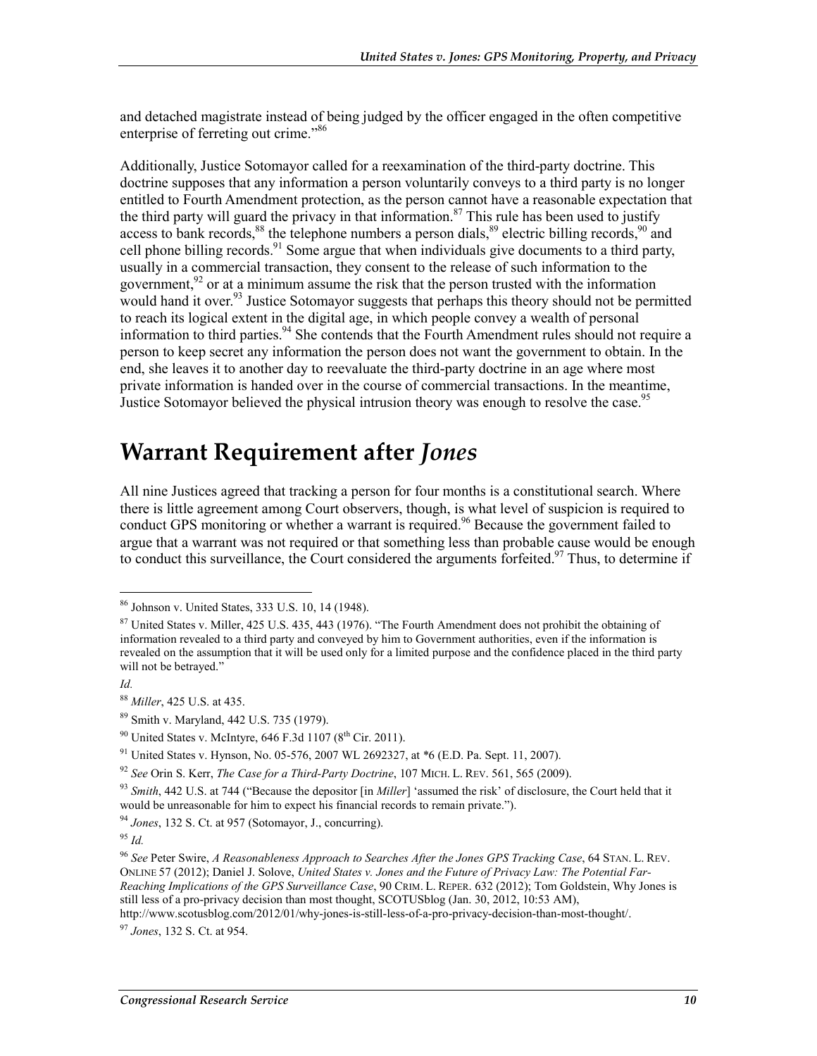and detached magistrate instead of being judged by the officer engaged in the often competitive enterprise of ferreting out crime."[86]

Additionally, Justice Sotomayor called for a reexamination of the third-party doctrine. This doctrine supposes that any information a person voluntarily conveys to a third party is no longer entitled to Fourth Amendment protection, as the person cannot have a reasonable expectation that the third party will guard the privacy in that information.[87] This rule has been used to justify access to bank records,[88] the telephone numbers a person dials,[89] electric billing records,[90] and cell phone billing records.[91] Some argue that when individuals give documents to a third party, usually in a commercial transaction, they consent to the release of such information to the government,[92] or at a minimum assume the risk that the person trusted with the information would hand it over.[93] Justice Sotomayor suggests that perhaps this theory should not be permitted to reach its logical extent in the digital age, in which people convey a wealth of personal information to third parties.[94] She contends that the Fourth Amendment rules should not require a person to keep secret any information the person does not want the government to obtain. In the end, she leaves it to another day to reevaluate the third-party doctrine in an age where most private information is handed over in the course of commercial transactions. In the meantime, Justice Sotomayor believed the physical intrusion theory was enough to resolve the case.[95]

## Warrant Requirement after *Jones*

All nine Justices agreed that tracking a person for four months is a constitutional search. Where there is little agreement among Court observers, though, is what level of suspicion is required to conduct GPS monitoring or whether a warrant is required.[96] Because the government failed to argue that a warrant was not required or that something less than probable cause would be enough to conduct this surveillance, the Court considered the arguments forfeited.[97] Thus, to determine if

---

[86] Johnson v. United States, 333 U.S. 10, 14 (1948).

[87] United States v. Miller, 425 U.S. 435, 443 (1976). "The Fourth Amendment does not prohibit the obtaining of information revealed to a third party and conveyed by him to Government authorities, even if the information is revealed on the assumption that it will be used only for a limited purpose and the confidence placed in the third party will not be betrayed."

*Id.*

[88] *Miller*, 425 U.S. at 435.

[89] Smith v. Maryland, 442 U.S. 735 (1979).

[90] United States v. McIntyre, 646 F.3d 1107 (8th Cir. 2011).

[91] United States v. Hynson, No. 05-576, 2007 WL 2692327, at *6 (E.D. Pa. Sept. 11, 2007).

[92] *See* Orin S. Kerr, *The Case for a Third-Party Doctrine*, 107 MICH. L. REV. 561, 565 (2009).

[93] *Smith*, 442 U.S. at 744 ("Because the depositor [in *Miller*] 'assumed the risk' of disclosure, the Court held that it would be unreasonable for him to expect his financial records to remain private.").

[94] *Jones*, 132 S. Ct. at 957 (Sotomayor, J., concurring).

[95] *Id.*

[96] *See* Peter Swire, *A Reasonableness Approach to Searches After the Jones GPS Tracking Case*, 64 STAN. L. REV. ONLINE 57 (2012); Daniel J. Solove, *United States v. Jones and the Future of Privacy Law: The Potential Far-Reaching Implications of the GPS Surveillance Case*, 90 CRIM. L. REPER. 632 (2012); Tom Goldstein, Why Jones is still less of a pro-privacy decision than most thought, SCOTUSblog (Jan. 30, 2012, 10:53 AM), http://www.scotusblog.com/2012/01/why-jones-is-still-less-of-a-pro-privacy-decision-than-most-thought/.

[97] *Jones*, 132 S. Ct. at 954.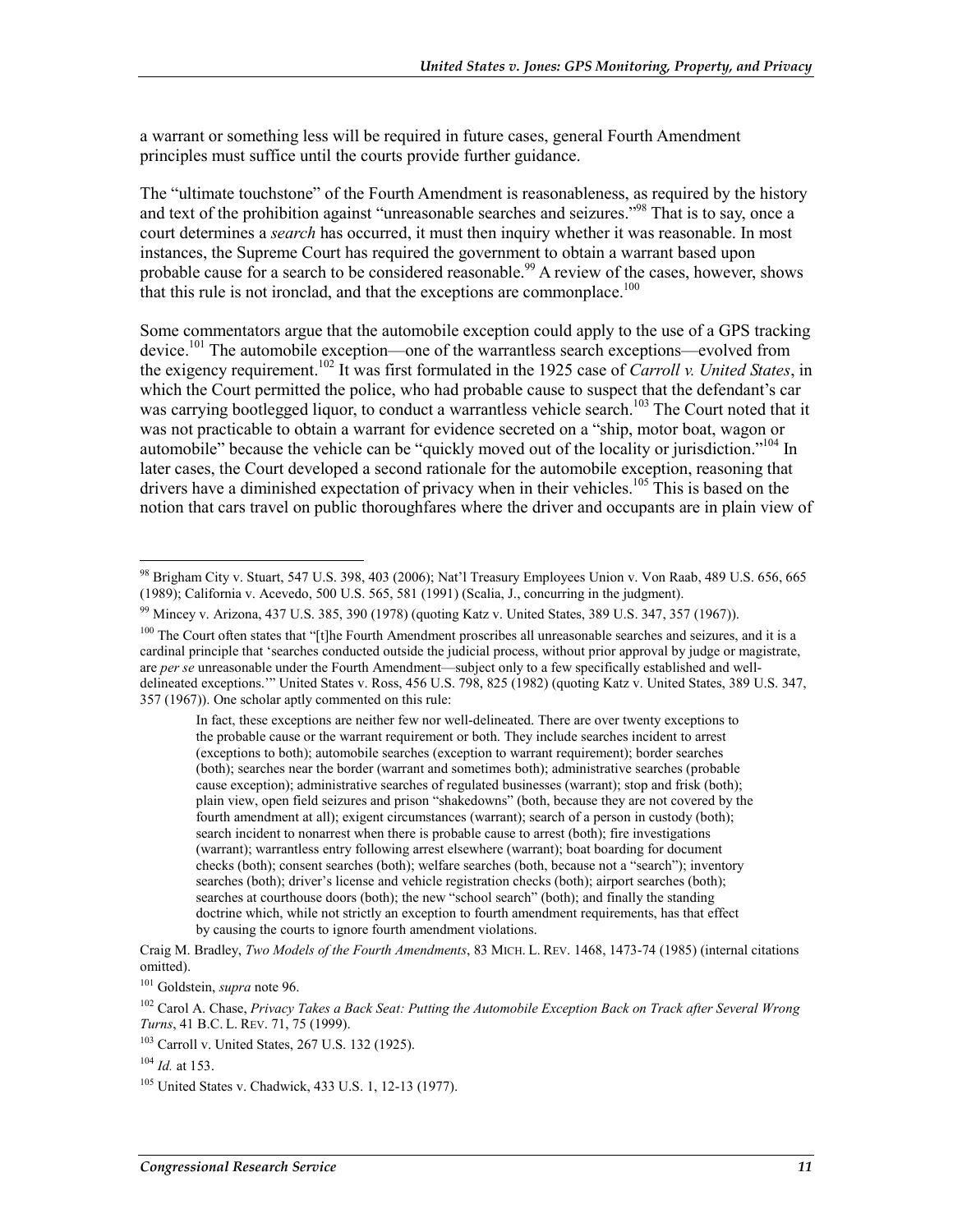a warrant or something less will be required in future cases, general Fourth Amendment principles must suffice until the courts provide further guidance.

The "ultimate touchstone" of the Fourth Amendment is reasonableness, as required by the history and text of the prohibition against "unreasonable searches and seizures."[98] That is to say, once a court determines a *search* has occurred, it must then inquiry whether it was reasonable. In most instances, the Supreme Court has required the government to obtain a warrant based upon probable cause for a search to be considered reasonable.[99] A review of the cases, however, shows that this rule is not ironclad, and that the exceptions are commonplace.[100]

Some commentators argue that the automobile exception could apply to the use of a GPS tracking device.[101] The automobile exception—one of the warrantless search exceptions—evolved from the exigency requirement.[102] It was first formulated in the 1925 case of *Carroll v. United States*, in which the Court permitted the police, who had probable cause to suspect that the defendant's car was carrying bootlegged liquor, to conduct a warrantless vehicle search.[103] The Court noted that it was not practicable to obtain a warrant for evidence secreted on a "ship, motor boat, wagon or automobile" because the vehicle can be "quickly moved out of the locality or jurisdiction."[104] In later cases, the Court developed a second rationale for the automobile exception, reasoning that drivers have a diminished expectation of privacy when in their vehicles.[105] This is based on the notion that cars travel on public thoroughfares where the driver and occupants are in plain view of

---

[98] Brigham City v. Stuart, 547 U.S. 398, 403 (2006); Nat'l Treasury Employees Union v. Von Raab, 489 U.S. 656, 665 (1989); California v. Acevedo, 500 U.S. 565, 581 (1991) (Scalia, J., concurring in the judgment).

[99] Mincey v. Arizona, 437 U.S. 385, 390 (1978) (quoting Katz v. United States, 389 U.S. 347, 357 (1967)).

[100] The Court often states that "[t]he Fourth Amendment proscribes all unreasonable searches and seizures, and it is a cardinal principle that 'searches conducted outside the judicial process, without prior approval by judge or magistrate, are *per se* unreasonable under the Fourth Amendment—subject only to a few specifically established and well-delineated exceptions.'" United States v. Ross, 456 U.S. 798, 825 (1982) (quoting Katz v. United States, 389 U.S. 347, 357 (1967)). One scholar aptly commented on this rule:

> In fact, these exceptions are neither few nor well-delineated. There are over twenty exceptions to the probable cause or the warrant requirement or both. They include searches incident to arrest (exceptions to both); automobile searches (exception to warrant requirement); border searches (both); searches near the border (warrant and sometimes both); administrative searches (probable cause exception); administrative searches of regulated businesses (warrant); stop and frisk (both); plain view, open field seizures and prison "shakedowns" (both, because they are not covered by the fourth amendment at all); exigent circumstances (warrant); search of a person in custody (both); search incident to nonarrest when there is probable cause to arrest (both); fire investigations (warrant); warrantless entry following arrest elsewhere (warrant); boat boarding for document checks (both); consent searches (both); welfare searches (both, because not a "search"); inventory searches (both); driver's license and vehicle registration checks (both); airport searches (both); searches at courthouse doors (both); the new "school search" (both); and finally the standing doctrine which, while not strictly an exception to fourth amendment requirements, has that effect by causing the courts to ignore fourth amendment violations.

Craig M. Bradley, *Two Models of the Fourth Amendments*, 83 MICH. L. REV. 1468, 1473-74 (1985) (internal citations omitted).

[101] Goldstein, *supra* note 96.

[102] Carol A. Chase, *Privacy Takes a Back Seat: Putting the Automobile Exception Back on Track after Several Wrong Turns*, 41 B.C. L. REV. 71, 75 (1999).

[103] Carroll v. United States, 267 U.S. 132 (1925).

[104] *Id.* at 153.

[105] United States v. Chadwick, 433 U.S. 1, 12-13 (1977).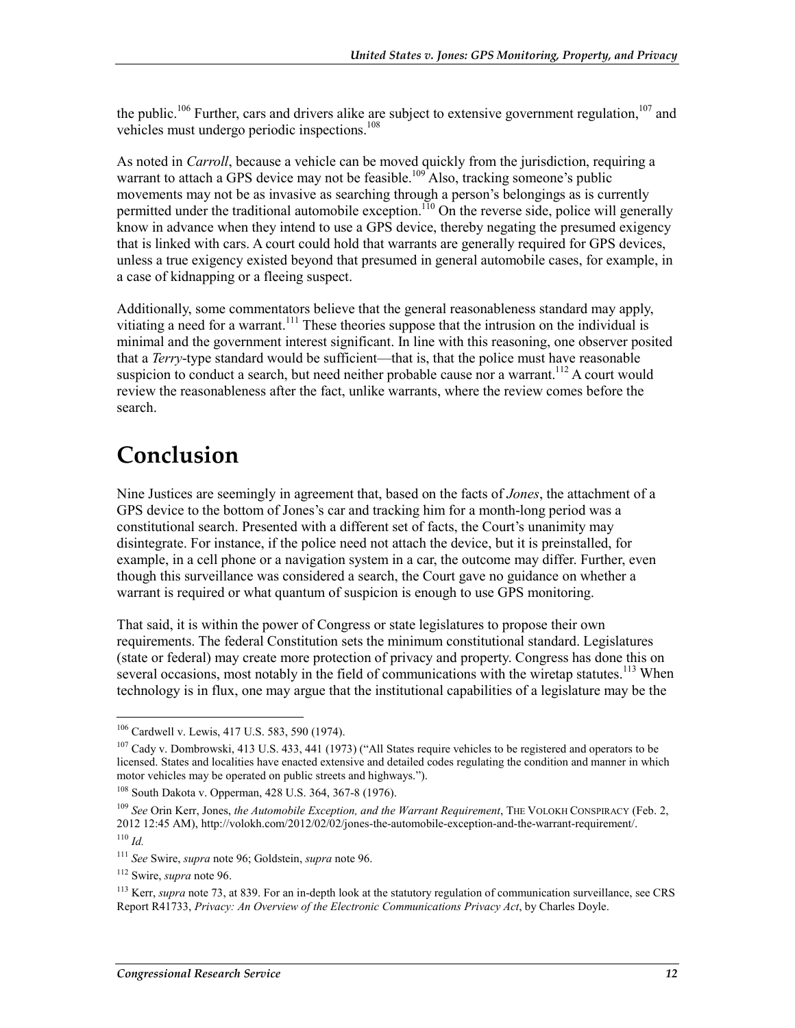the public.[106] Further, cars and drivers alike are subject to extensive government regulation,[107] and vehicles must undergo periodic inspections.[108]

As noted in *Carroll*, because a vehicle can be moved quickly from the jurisdiction, requiring a warrant to attach a GPS device may not be feasible.[109] Also, tracking someone's public movements may not be as invasive as searching through a person's belongings as is currently permitted under the traditional automobile exception.[110] On the reverse side, police will generally know in advance when they intend to use a GPS device, thereby negating the presumed exigency that is linked with cars. A court could hold that warrants are generally required for GPS devices, unless a true exigency existed beyond that presumed in general automobile cases, for example, in a case of kidnapping or a fleeing suspect.

Additionally, some commentators believe that the general reasonableness standard may apply, vitiating a need for a warrant.[111] These theories suppose that the intrusion on the individual is minimal and the government interest significant. In line with this reasoning, one observer posited that a *Terry*-type standard would be sufficient—that is, that the police must have reasonable suspicion to conduct a search, but need neither probable cause nor a warrant.[112] A court would review the reasonableness after the fact, unlike warrants, where the review comes before the search.

# Conclusion

Nine Justices are seemingly in agreement that, based on the facts of *Jones*, the attachment of a GPS device to the bottom of Jones's car and tracking him for a month-long period was a constitutional search. Presented with a different set of facts, the Court's unanimity may disintegrate. For instance, if the police need not attach the device, but it is preinstalled, for example, in a cell phone or a navigation system in a car, the outcome may differ. Further, even though this surveillance was considered a search, the Court gave no guidance on whether a warrant is required or what quantum of suspicion is enough to use GPS monitoring.

That said, it is within the power of Congress or state legislatures to propose their own requirements. The federal Constitution sets the minimum constitutional standard. Legislatures (state or federal) may create more protection of privacy and property. Congress has done this on several occasions, most notably in the field of communications with the wiretap statutes.[113] When technology is in flux, one may argue that the institutional capabilities of a legislature may be the

---

[106] Cardwell v. Lewis, 417 U.S. 583, 590 (1974).

[107] Cady v. Dombrowski, 413 U.S. 433, 441 (1973) ("All States require vehicles to be registered and operators to be licensed. States and localities have enacted extensive and detailed codes regulating the condition and manner in which motor vehicles may be operated on public streets and highways.").

[108] South Dakota v. Opperman, 428 U.S. 364, 367-8 (1976).

[109] *See* Orin Kerr, Jones, *the Automobile Exception, and the Warrant Requirement*, THE VOLOKH CONSPIRACY (Feb. 2, 2012 12:45 AM), http://volokh.com/2012/02/02/jones-the-automobile-exception-and-the-warrant-requirement/.

[110] *Id.*

[111] *See* Swire, *supra* note 96; Goldstein, *supra* note 96.

[112] Swire, *supra* note 96.

[113] Kerr, *supra* note 73, at 839. For an in-depth look at the statutory regulation of communication surveillance, see CRS Report R41733, *Privacy: An Overview of the Electronic Communications Privacy Act*, by Charles Doyle.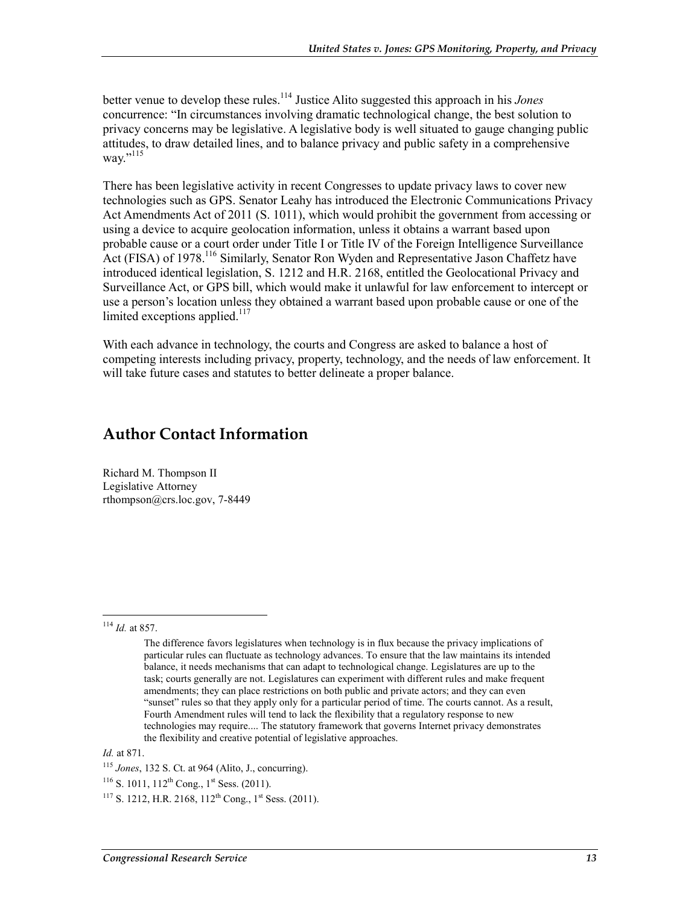better venue to develop these rules.[114] Justice Alito suggested this approach in his *Jones* concurrence: "In circumstances involving dramatic technological change, the best solution to privacy concerns may be legislative. A legislative body is well situated to gauge changing public attitudes, to draw detailed lines, and to balance privacy and public safety in a comprehensive way."[115]

There has been legislative activity in recent Congresses to update privacy laws to cover new technologies such as GPS. Senator Leahy has introduced the Electronic Communications Privacy Act Amendments Act of 2011 (S. 1011), which would prohibit the government from accessing or using a device to acquire geolocation information, unless it obtains a warrant based upon probable cause or a court order under Title I or Title IV of the Foreign Intelligence Surveillance Act (FISA) of 1978.[116] Similarly, Senator Ron Wyden and Representative Jason Chaffetz have introduced identical legislation, S. 1212 and H.R. 2168, entitled the Geolocational Privacy and Surveillance Act, or GPS bill, which would make it unlawful for law enforcement to intercept or use a person's location unless they obtained a warrant based upon probable cause or one of the limited exceptions applied.[117]

With each advance in technology, the courts and Congress are asked to balance a host of competing interests including privacy, property, technology, and the needs of law enforcement. It will take future cases and statutes to better delineate a proper balance.

## Author Contact Information

Richard M. Thompson II
Legislative Attorney
rthompson@crs.loc.gov, 7-8449

---

[114] *Id.* at 857.

> The difference favors legislatures when technology is in flux because the privacy implications of particular rules can fluctuate as technology advances. To ensure that the law maintains its intended balance, it needs mechanisms that can adapt to technological change. Legislatures are up to the task; courts generally are not. Legislatures can experiment with different rules and make frequent amendments; they can place restrictions on both public and private actors; and they can even "sunset" rules so that they apply only for a particular period of time. The courts cannot. As a result, Fourth Amendment rules will tend to lack the flexibility that a regulatory response to new technologies may require.... The statutory framework that governs Internet privacy demonstrates the flexibility and creative potential of legislative approaches.

*Id.* at 871.

[115] *Jones*, 132 S. Ct. at 964 (Alito, J., concurring).

[116] S. 1011, 112th Cong., 1st Sess. (2011).

[117] S. 1212, H.R. 2168, 112th Cong., 1st Sess. (2011).